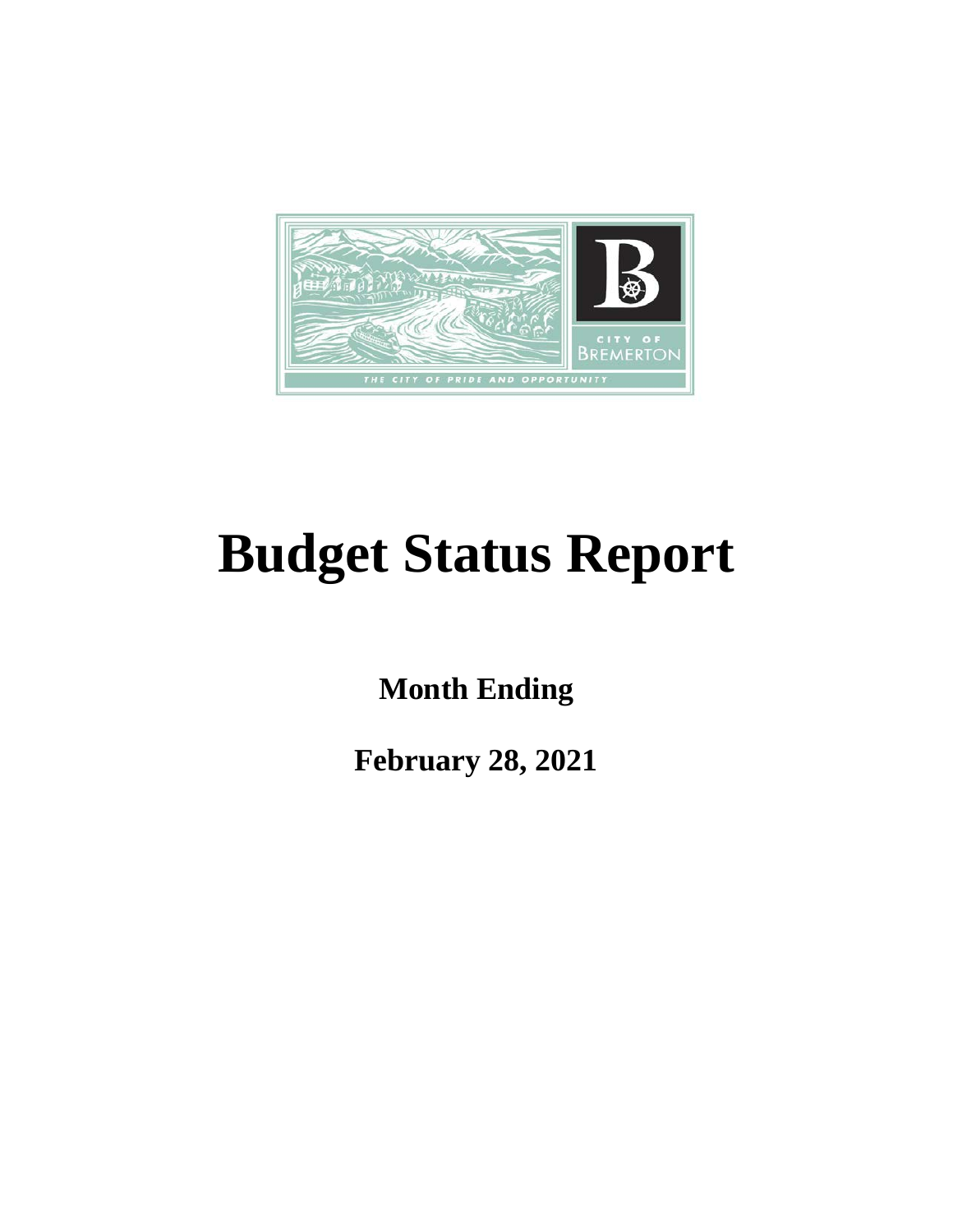# Budget Status Report

**Month Ending**

**February 28, 2021**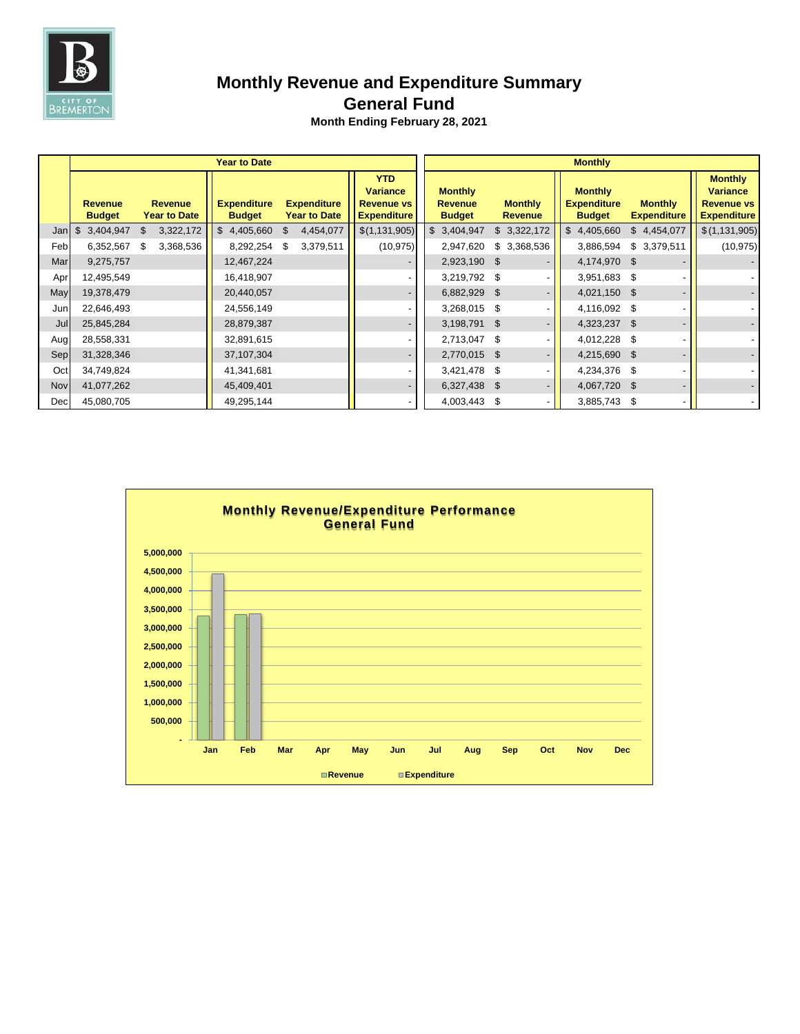# Monthly Revenue and Expenditure Summary

## General Fund

**Month Ending February 28, 2021**

| | Year to Date | | | | | Monthly | | | | |
|---|---|---|---|---|---|---|---|---|---|---|
| | Revenue Budget | Revenue Year to Date | Expenditure Budget | Expenditure Year to Date | YTD Variance Revenue vs Expenditure | Monthly Revenue Budget | Monthly Revenue | Monthly Expenditure Budget | Monthly Expenditure | Monthly Variance Revenue vs Expenditure |
| Jan | $ 3,404,947 | $ 3,322,172 | $ 4,405,660 | $ 4,454,077 | $(1,131,905) | $ 3,404,947 | $ 3,322,172 | $ 4,405,660 | $ 4,454,077 | $(1,131,905) |
| Feb | 6,352,567 | $ 3,368,536 | 8,292,254 | $ 3,379,511 | (10,975) | 2,947,620 | $ 3,368,536 | 3,886,594 | $ 3,379,511 | (10,975) |
| Mar | 9,275,757 | | 12,467,224 | | - | 2,923,190 | $ - | 4,174,970 | $ - | - |
| Apr | 12,495,549 | | 16,418,907 | | - | 3,219,792 | $ - | 3,951,683 | $ - | - |
| May | 19,378,479 | | 20,440,057 | | - | 6,882,929 | $ - | 4,021,150 | $ - | - |
| Jun | 22,646,493 | | 24,556,149 | | - | 3,268,015 | $ - | 4,116,092 | $ - | - |
| Jul | 25,845,284 | | 28,879,387 | | - | 3,198,791 | $ - | 4,323,237 | $ - | - |
| Aug | 28,558,331 | | 32,891,615 | | - | 2,713,047 | $ - | 4,012,228 | $ - | - |
| Sep | 31,328,346 | | 37,107,304 | | - | 2,770,015 | $ - | 4,215,690 | $ - | - |
| Oct | 34,749,824 | | 41,341,681 | | - | 3,421,478 | $ - | 4,234,376 | $ - | - |
| Nov | 41,077,262 | | 45,409,401 | | - | 6,327,438 | $ - | 4,067,720 | $ - | - |
| Dec | 45,080,705 | | 49,295,144 | | - | 4,003,443 | $ - | 3,885,743 | $ - | - |

**Monthly Revenue/Expenditure Performance**
**General Fund**

Revenue | Expenditure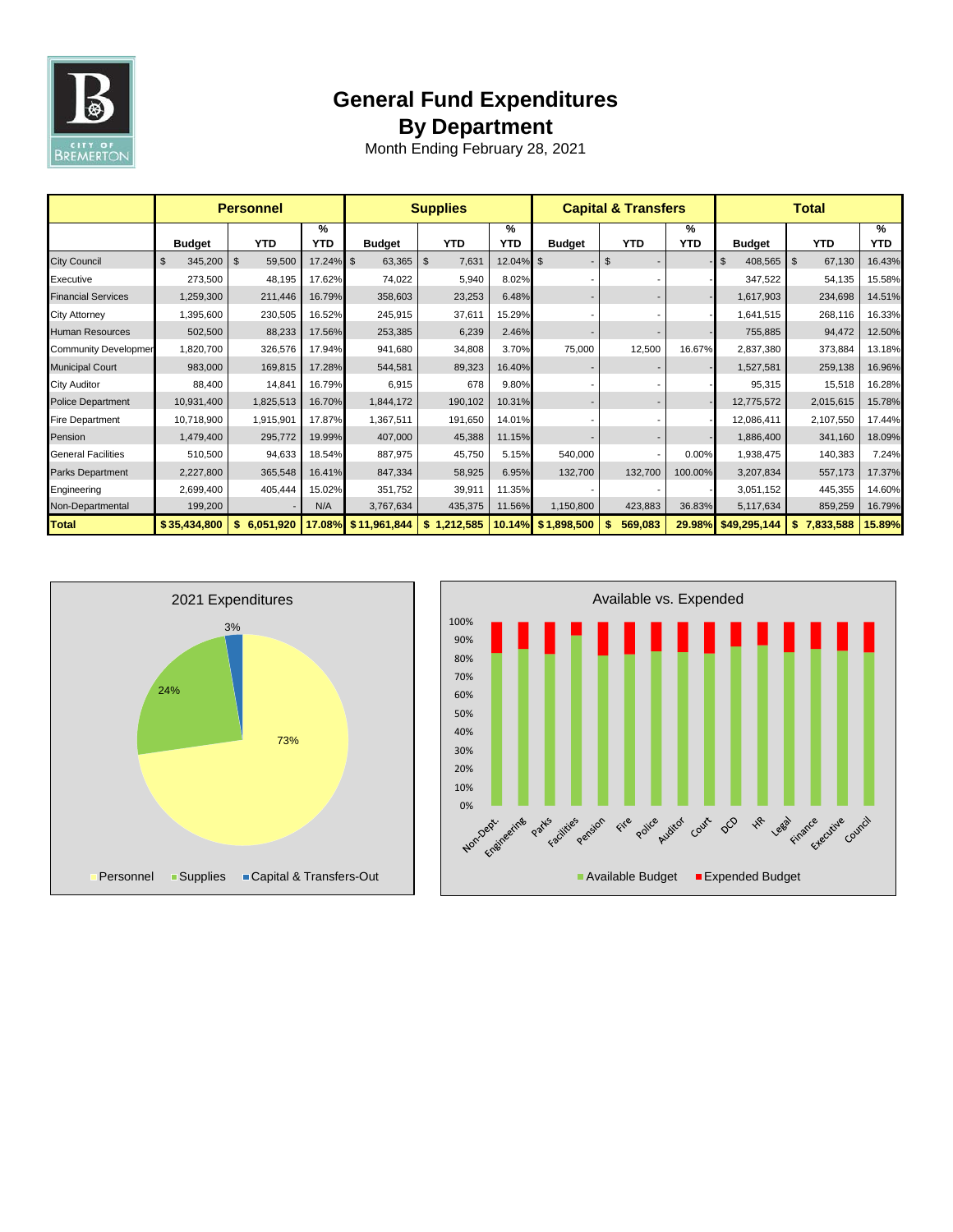# General Fund Expenditures
## By Department
Month Ending February 28, 2021

| | Personnel | | | Supplies | | | Capital & Transfers | | | Total | | |
|---|---|---|---|---|---|---|---|---|---|---|---|---|
| | Budget | YTD | % YTD | Budget | YTD | % YTD | Budget | YTD | % YTD | Budget | YTD | % YTD |
| City Council | $ 345,200 | $ 59,500 | 17.24% | $ 63,365 | $ 7,631 | 12.04% | $ - | $ - | - | $ 408,565 | $ 67,130 | 16.43% |
| Executive | 273,500 | 48,195 | 17.62% | 74,022 | 5,940 | 8.02% | - | - | - | 347,522 | 54,135 | 15.58% |
| Financial Services | 1,259,300 | 211,446 | 16.79% | 358,603 | 23,253 | 6.48% | - | - | - | 1,617,903 | 234,698 | 14.51% |
| City Attorney | 1,395,600 | 230,505 | 16.52% | 245,915 | 37,611 | 15.29% | - | - | - | 1,641,515 | 268,116 | 16.33% |
| Human Resources | 502,500 | 88,233 | 17.56% | 253,385 | 6,239 | 2.46% | - | - | - | 755,885 | 94,472 | 12.50% |
| Community Developmer | 1,820,700 | 326,576 | 17.94% | 941,680 | 34,808 | 3.70% | 75,000 | 12,500 | 16.67% | 2,837,380 | 373,884 | 13.18% |
| Municipal Court | 983,000 | 169,815 | 17.28% | 544,581 | 89,323 | 16.40% | - | - | - | 1,527,581 | 259,138 | 16.96% |
| City Auditor | 88,400 | 14,841 | 16.79% | 6,915 | 678 | 9.80% | - | - | - | 95,315 | 15,518 | 16.28% |
| Police Department | 10,931,400 | 1,825,513 | 16.70% | 1,844,172 | 190,102 | 10.31% | - | - | - | 12,775,572 | 2,015,615 | 15.78% |
| Fire Department | 10,718,900 | 1,915,901 | 17.87% | 1,367,511 | 191,650 | 14.01% | - | - | - | 12,086,411 | 2,107,550 | 17.44% |
| Pension | 1,479,400 | 295,772 | 19.99% | 407,000 | 45,388 | 11.15% | - | - | - | 1,886,400 | 341,160 | 18.09% |
| General Facilities | 510,500 | 94,633 | 18.54% | 887,975 | 45,750 | 5.15% | 540,000 | - | 0.00% | 1,938,475 | 140,383 | 7.24% |
| Parks Department | 2,227,800 | 365,548 | 16.41% | 847,334 | 58,925 | 6.95% | 132,700 | 132,700 | 100.00% | 3,207,834 | 557,173 | 17.37% |
| Engineering | 2,699,400 | 405,444 | 15.02% | 351,752 | 39,911 | 11.35% | - | - | - | 3,051,152 | 445,355 | 14.60% |
| Non-Departmental | 199,200 | - | N/A | 3,767,634 | 435,375 | 11.56% | 1,150,800 | 423,883 | 36.83% | 5,117,634 | 859,259 | 16.79% |
| **Total** | **$ 35,434,800** | **$ 6,051,920** | **17.08%** | **$ 11,961,844** | **$ 1,212,585** | **10.14%** | **$ 1,898,500** | **$ 569,083** | **29.98%** | **$49,295,144** | **$ 7,833,588** | **15.89%** |

2021 Expenditures

Personnel 73% · Supplies 24% · Capital & Transfers-Out 3%

Available vs. Expended

Non-Dept., Engineering, Parks, Facilities, Pension, Fire, Police, Auditor, Court, DCD, HR, Legal, Finance, Executive, Council

Available Budget · Expended Budget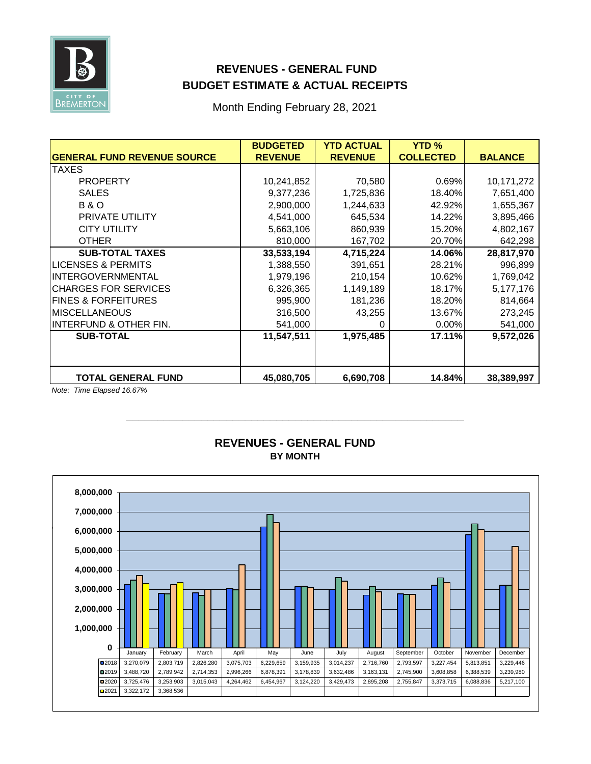# REVENUES - GENERAL FUND
## BUDGET ESTIMATE & ACTUAL RECEIPTS

Month Ending February 28, 2021

| GENERAL FUND REVENUE SOURCE | BUDGETED REVENUE | YTD ACTUAL REVENUE | YTD % COLLECTED | BALANCE |
|---|---|---|---|---|
| TAXES | | | | |
| PROPERTY | 10,241,852 | 70,580 | 0.69% | 10,171,272 |
| SALES | 9,377,236 | 1,725,836 | 18.40% | 7,651,400 |
| B & O | 2,900,000 | 1,244,633 | 42.92% | 1,655,367 |
| PRIVATE UTILITY | 4,541,000 | 645,534 | 14.22% | 3,895,466 |
| CITY UTILITY | 5,663,106 | 860,939 | 15.20% | 4,802,167 |
| OTHER | 810,000 | 167,702 | 20.70% | 642,298 |
| **SUB-TOTAL TAXES** | **33,533,194** | **4,715,224** | **14.06%** | **28,817,970** |
| LICENSES & PERMITS | 1,388,550 | 391,651 | 28.21% | 996,899 |
| INTERGOVERNMENTAL | 1,979,196 | 210,154 | 10.62% | 1,769,042 |
| CHARGES FOR SERVICES | 6,326,365 | 1,149,189 | 18.17% | 5,177,176 |
| FINES & FORFEITURES | 995,900 | 181,236 | 18.20% | 814,664 |
| MISCELLANEOUS | 316,500 | 43,255 | 13.67% | 273,245 |
| INTERFUND & OTHER FIN. | 541,000 | 0 | 0.00% | 541,000 |
| **SUB-TOTAL** | **11,547,511** | **1,975,485** | **17.11%** | **9,572,026** |
| **TOTAL GENERAL FUND** | **45,080,705** | **6,690,708** | **14.84%** | **38,389,997** |

*Note: Time Elapsed 16.67%*

## REVENUES - GENERAL FUND
### BY MONTH

| | January | February | March | April | May | June | July | August | September | October | November | December |
|---|---|---|---|---|---|---|---|---|---|---|---|---|
| 2018 | 3,270,079 | 2,803,719 | 2,826,280 | 3,075,703 | 6,229,659 | 3,159,935 | 3,014,237 | 2,716,760 | 2,793,597 | 3,227,454 | 5,813,851 | 3,229,446 |
| 2019 | 3,488,720 | 2,789,942 | 2,714,353 | 2,996,266 | 6,878,391 | 3,178,839 | 3,632,486 | 3,163,131 | 2,745,900 | 3,608,858 | 6,388,539 | 3,239,980 |
| 2020 | 3,725,476 | 3,253,903 | 3,015,043 | 4,264,462 | 6,454,967 | 3,124,220 | 3,429,473 | 2,895,208 | 2,755,847 | 3,373,715 | 6,088,836 | 5,217,100 |
| 2021 | 3,322,172 | 3,368,536 | | | | | | | | | | |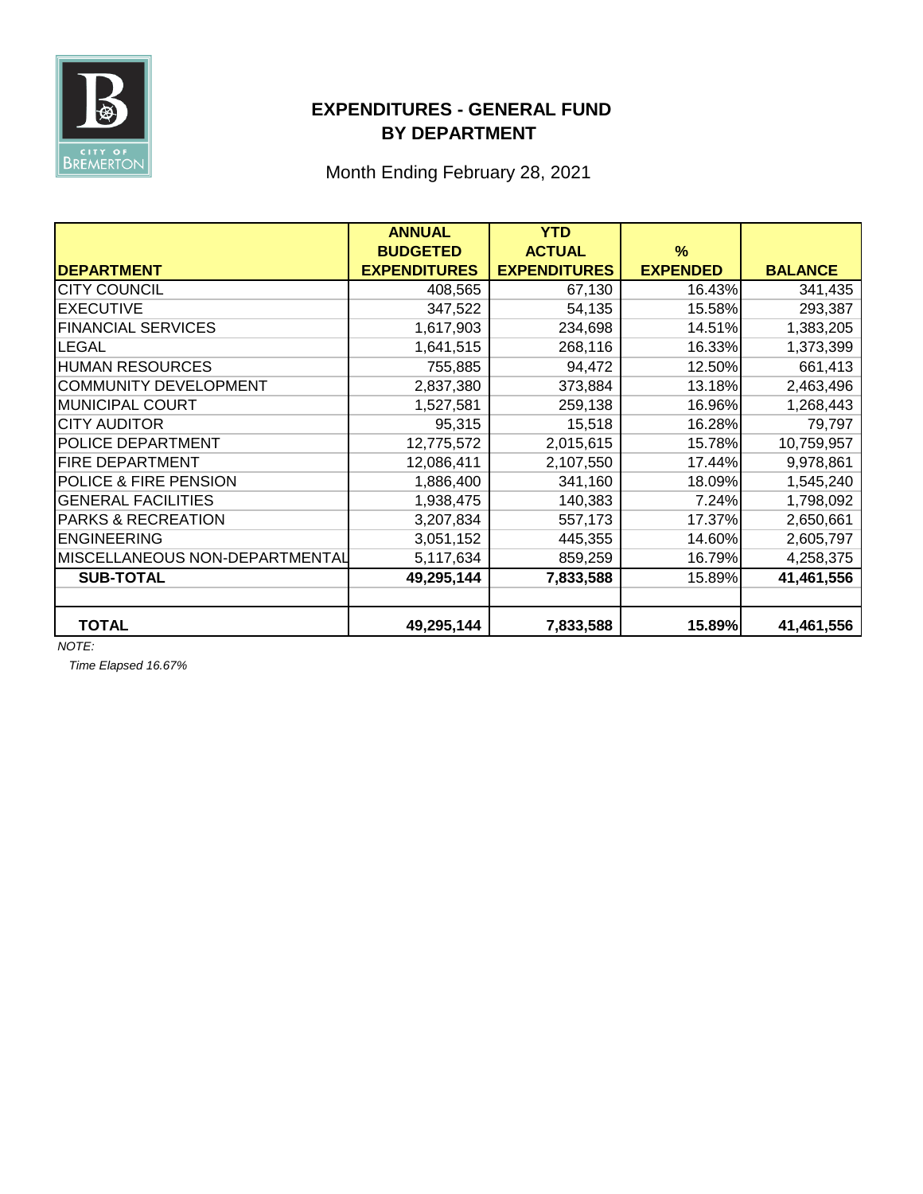# EXPENDITURES - GENERAL FUND
## BY DEPARTMENT

Month Ending February 28, 2021

| DEPARTMENT | ANNUAL BUDGETED EXPENDITURES | YTD ACTUAL EXPENDITURES | % EXPENDED | BALANCE |
|---|---|---|---|---|
| CITY COUNCIL | 408,565 | 67,130 | 16.43% | 341,435 |
| EXECUTIVE | 347,522 | 54,135 | 15.58% | 293,387 |
| FINANCIAL SERVICES | 1,617,903 | 234,698 | 14.51% | 1,383,205 |
| LEGAL | 1,641,515 | 268,116 | 16.33% | 1,373,399 |
| HUMAN RESOURCES | 755,885 | 94,472 | 12.50% | 661,413 |
| COMMUNITY DEVELOPMENT | 2,837,380 | 373,884 | 13.18% | 2,463,496 |
| MUNICIPAL COURT | 1,527,581 | 259,138 | 16.96% | 1,268,443 |
| CITY AUDITOR | 95,315 | 15,518 | 16.28% | 79,797 |
| POLICE DEPARTMENT | 12,775,572 | 2,015,615 | 15.78% | 10,759,957 |
| FIRE DEPARTMENT | 12,086,411 | 2,107,550 | 17.44% | 9,978,861 |
| POLICE & FIRE PENSION | 1,886,400 | 341,160 | 18.09% | 1,545,240 |
| GENERAL FACILITIES | 1,938,475 | 140,383 | 7.24% | 1,798,092 |
| PARKS & RECREATION | 3,207,834 | 557,173 | 17.37% | 2,650,661 |
| ENGINEERING | 3,051,152 | 445,355 | 14.60% | 2,605,797 |
| MISCELLANEOUS NON-DEPARTMENTAL | 5,117,634 | 859,259 | 16.79% | 4,258,375 |
| **SUB-TOTAL** | **49,295,144** | **7,833,588** | 15.89% | **41,461,556** |
| | | | | |
| **TOTAL** | **49,295,144** | **7,833,588** | **15.89%** | **41,461,556** |

*NOTE:*

*Time Elapsed 16.67%*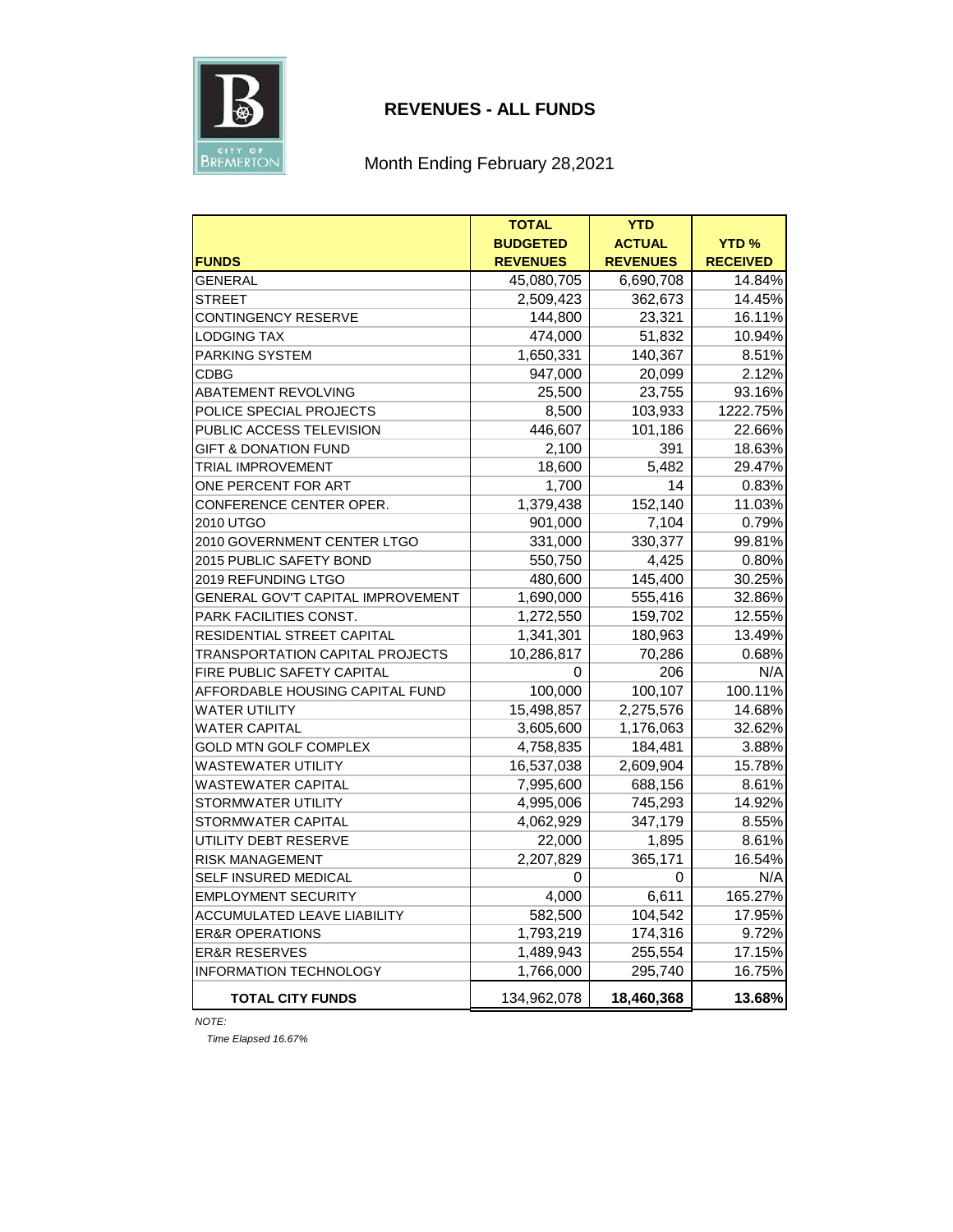# REVENUES - ALL FUNDS

Month Ending February 28,2021

| FUNDS | TOTAL BUDGETED REVENUES | YTD ACTUAL REVENUES | YTD % RECEIVED |
|---|---|---|---|
| GENERAL | 45,080,705 | 6,690,708 | 14.84% |
| STREET | 2,509,423 | 362,673 | 14.45% |
| CONTINGENCY RESERVE | 144,800 | 23,321 | 16.11% |
| LODGING TAX | 474,000 | 51,832 | 10.94% |
| PARKING SYSTEM | 1,650,331 | 140,367 | 8.51% |
| CDBG | 947,000 | 20,099 | 2.12% |
| ABATEMENT REVOLVING | 25,500 | 23,755 | 93.16% |
| POLICE SPECIAL PROJECTS | 8,500 | 103,933 | 1222.75% |
| PUBLIC ACCESS TELEVISION | 446,607 | 101,186 | 22.66% |
| GIFT & DONATION FUND | 2,100 | 391 | 18.63% |
| TRIAL IMPROVEMENT | 18,600 | 5,482 | 29.47% |
| ONE PERCENT FOR ART | 1,700 | 14 | 0.83% |
| CONFERENCE CENTER OPER. | 1,379,438 | 152,140 | 11.03% |
| 2010 UTGO | 901,000 | 7,104 | 0.79% |
| 2010 GOVERNMENT CENTER LTGO | 331,000 | 330,377 | 99.81% |
| 2015 PUBLIC SAFETY BOND | 550,750 | 4,425 | 0.80% |
| 2019 REFUNDING LTGO | 480,600 | 145,400 | 30.25% |
| GENERAL GOV'T CAPITAL IMPROVEMENT | 1,690,000 | 555,416 | 32.86% |
| PARK FACILITIES CONST. | 1,272,550 | 159,702 | 12.55% |
| RESIDENTIAL STREET CAPITAL | 1,341,301 | 180,963 | 13.49% |
| TRANSPORTATION CAPITAL PROJECTS | 10,286,817 | 70,286 | 0.68% |
| FIRE PUBLIC SAFETY CAPITAL | 0 | 206 | N/A |
| AFFORDABLE HOUSING CAPITAL FUND | 100,000 | 100,107 | 100.11% |
| WATER UTILITY | 15,498,857 | 2,275,576 | 14.68% |
| WATER CAPITAL | 3,605,600 | 1,176,063 | 32.62% |
| GOLD MTN GOLF COMPLEX | 4,758,835 | 184,481 | 3.88% |
| WASTEWATER UTILITY | 16,537,038 | 2,609,904 | 15.78% |
| WASTEWATER CAPITAL | 7,995,600 | 688,156 | 8.61% |
| STORMWATER UTILITY | 4,995,006 | 745,293 | 14.92% |
| STORMWATER CAPITAL | 4,062,929 | 347,179 | 8.55% |
| UTILITY DEBT RESERVE | 22,000 | 1,895 | 8.61% |
| RISK MANAGEMENT | 2,207,829 | 365,171 | 16.54% |
| SELF INSURED MEDICAL | 0 | 0 | N/A |
| EMPLOYMENT SECURITY | 4,000 | 6,611 | 165.27% |
| ACCUMULATED LEAVE LIABILITY | 582,500 | 104,542 | 17.95% |
| ER&R OPERATIONS | 1,793,219 | 174,316 | 9.72% |
| ER&R RESERVES | 1,489,943 | 255,554 | 17.15% |
| INFORMATION TECHNOLOGY | 1,766,000 | 295,740 | 16.75% |
| **TOTAL CITY FUNDS** | 134,962,078 | **18,460,368** | **13.68%** |

*NOTE:*

*Time Elapsed 16.67%*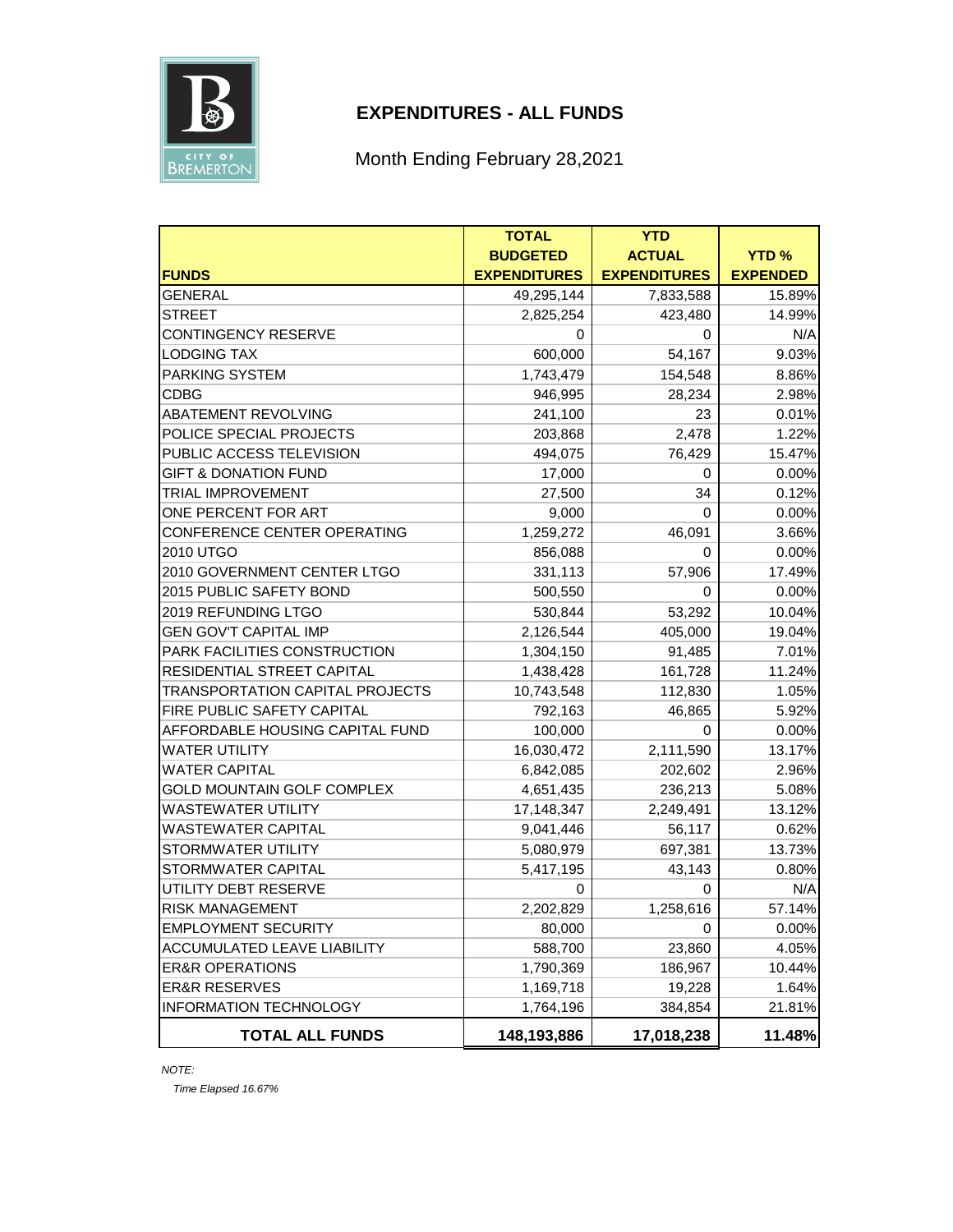# EXPENDITURES - ALL FUNDS

Month Ending February 28,2021

| FUNDS | TOTAL BUDGETED EXPENDITURES | YTD ACTUAL EXPENDITURES | YTD % EXPENDED |
|---|---|---|---|
| GENERAL | 49,295,144 | 7,833,588 | 15.89% |
| STREET | 2,825,254 | 423,480 | 14.99% |
| CONTINGENCY RESERVE | 0 | 0 | N/A |
| LODGING TAX | 600,000 | 54,167 | 9.03% |
| PARKING SYSTEM | 1,743,479 | 154,548 | 8.86% |
| CDBG | 946,995 | 28,234 | 2.98% |
| ABATEMENT REVOLVING | 241,100 | 23 | 0.01% |
| POLICE SPECIAL PROJECTS | 203,868 | 2,478 | 1.22% |
| PUBLIC ACCESS TELEVISION | 494,075 | 76,429 | 15.47% |
| GIFT & DONATION FUND | 17,000 | 0 | 0.00% |
| TRIAL IMPROVEMENT | 27,500 | 34 | 0.12% |
| ONE PERCENT FOR ART | 9,000 | 0 | 0.00% |
| CONFERENCE CENTER OPERATING | 1,259,272 | 46,091 | 3.66% |
| 2010 UTGO | 856,088 | 0 | 0.00% |
| 2010 GOVERNMENT CENTER LTGO | 331,113 | 57,906 | 17.49% |
| 2015 PUBLIC SAFETY BOND | 500,550 | 0 | 0.00% |
| 2019 REFUNDING LTGO | 530,844 | 53,292 | 10.04% |
| GEN GOV'T CAPITAL IMP | 2,126,544 | 405,000 | 19.04% |
| PARK FACILITIES CONSTRUCTION | 1,304,150 | 91,485 | 7.01% |
| RESIDENTIAL STREET CAPITAL | 1,438,428 | 161,728 | 11.24% |
| TRANSPORTATION CAPITAL PROJECTS | 10,743,548 | 112,830 | 1.05% |
| FIRE PUBLIC SAFETY CAPITAL | 792,163 | 46,865 | 5.92% |
| AFFORDABLE HOUSING CAPITAL FUND | 100,000 | 0 | 0.00% |
| WATER UTILITY | 16,030,472 | 2,111,590 | 13.17% |
| WATER CAPITAL | 6,842,085 | 202,602 | 2.96% |
| GOLD MOUNTAIN GOLF COMPLEX | 4,651,435 | 236,213 | 5.08% |
| WASTEWATER UTILITY | 17,148,347 | 2,249,491 | 13.12% |
| WASTEWATER CAPITAL | 9,041,446 | 56,117 | 0.62% |
| STORMWATER UTILITY | 5,080,979 | 697,381 | 13.73% |
| STORMWATER CAPITAL | 5,417,195 | 43,143 | 0.80% |
| UTILITY DEBT RESERVE | 0 | 0 | N/A |
| RISK MANAGEMENT | 2,202,829 | 1,258,616 | 57.14% |
| EMPLOYMENT SECURITY | 80,000 | 0 | 0.00% |
| ACCUMULATED LEAVE LIABILITY | 588,700 | 23,860 | 4.05% |
| ER&R OPERATIONS | 1,790,369 | 186,967 | 10.44% |
| ER&R RESERVES | 1,169,718 | 19,228 | 1.64% |
| INFORMATION TECHNOLOGY | 1,764,196 | 384,854 | 21.81% |
| **TOTAL ALL FUNDS** | **148,193,886** | **17,018,238** | **11.48%** |

*NOTE:*

*Time Elapsed 16.67%*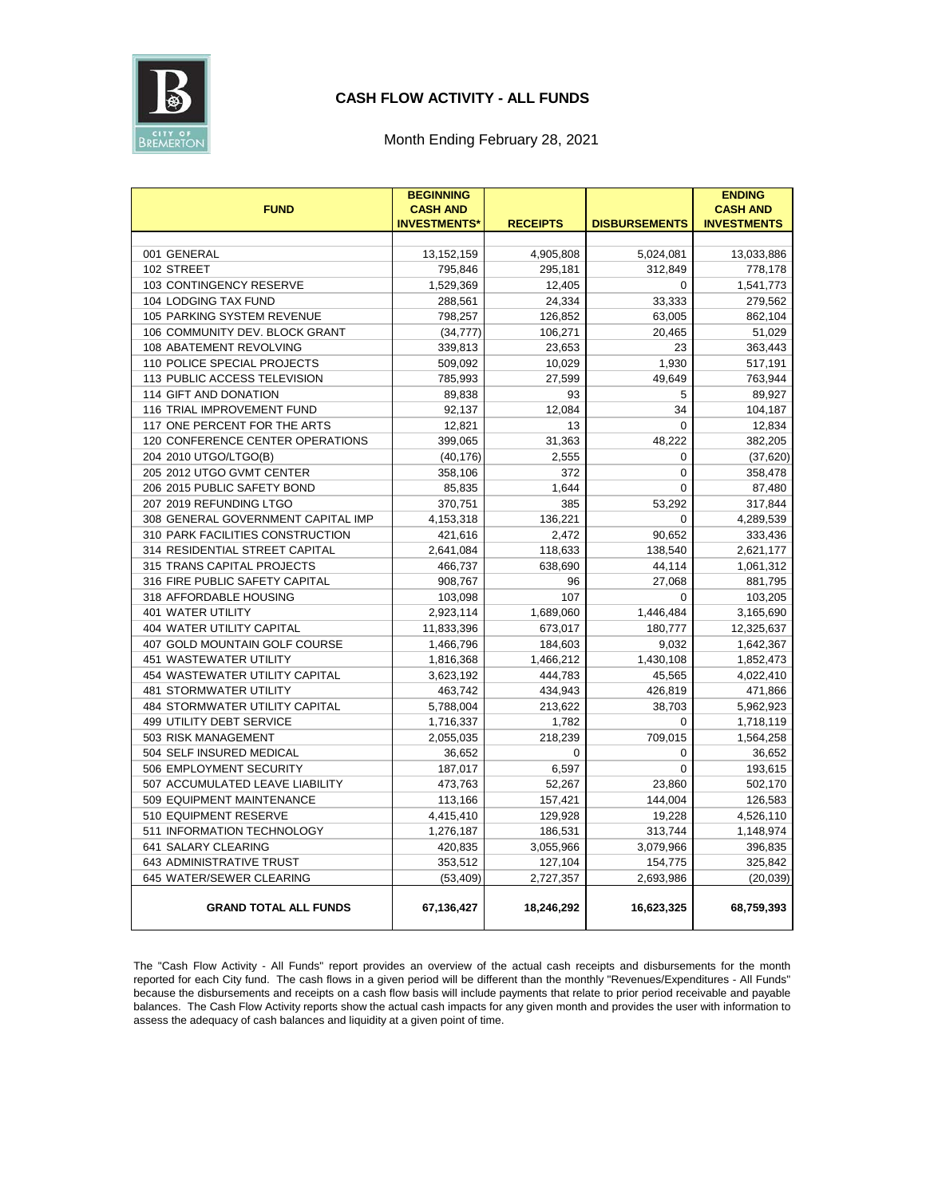## CASH FLOW ACTIVITY - ALL FUNDS

Month Ending February 28, 2021

| FUND | BEGINNING CASH AND INVESTMENTS* | RECEIPTS | DISBURSEMENTS | ENDING CASH AND INVESTMENTS |
|---|---|---|---|---|
| 001 GENERAL | 13,152,159 | 4,905,808 | 5,024,081 | 13,033,886 |
| 102 STREET | 795,846 | 295,181 | 312,849 | 778,178 |
| 103 CONTINGENCY RESERVE | 1,529,369 | 12,405 | 0 | 1,541,773 |
| 104 LODGING TAX FUND | 288,561 | 24,334 | 33,333 | 279,562 |
| 105 PARKING SYSTEM REVENUE | 798,257 | 126,852 | 63,005 | 862,104 |
| 106 COMMUNITY DEV. BLOCK GRANT | (34,777) | 106,271 | 20,465 | 51,029 |
| 108 ABATEMENT REVOLVING | 339,813 | 23,653 | 23 | 363,443 |
| 110 POLICE SPECIAL PROJECTS | 509,092 | 10,029 | 1,930 | 517,191 |
| 113 PUBLIC ACCESS TELEVISION | 785,993 | 27,599 | 49,649 | 763,944 |
| 114 GIFT AND DONATION | 89,838 | 93 | 5 | 89,927 |
| 116 TRIAL IMPROVEMENT FUND | 92,137 | 12,084 | 34 | 104,187 |
| 117 ONE PERCENT FOR THE ARTS | 12,821 | 13 | 0 | 12,834 |
| 120 CONFERENCE CENTER OPERATIONS | 399,065 | 31,363 | 48,222 | 382,205 |
| 204 2010 UTGO/LTGO(B) | (40,176) | 2,555 | 0 | (37,620) |
| 205 2012 UTGO GVMT CENTER | 358,106 | 372 | 0 | 358,478 |
| 206 2015 PUBLIC SAFETY BOND | 85,835 | 1,644 | 0 | 87,480 |
| 207 2019 REFUNDING LTGO | 370,751 | 385 | 53,292 | 317,844 |
| 308 GENERAL GOVERNMENT CAPITAL IMP | 4,153,318 | 136,221 | 0 | 4,289,539 |
| 310 PARK FACILITIES CONSTRUCTION | 421,616 | 2,472 | 90,652 | 333,436 |
| 314 RESIDENTIAL STREET CAPITAL | 2,641,084 | 118,633 | 138,540 | 2,621,177 |
| 315 TRANS CAPITAL PROJECTS | 466,737 | 638,690 | 44,114 | 1,061,312 |
| 316 FIRE PUBLIC SAFETY CAPITAL | 908,767 | 96 | 27,068 | 881,795 |
| 318 AFFORDABLE HOUSING | 103,098 | 107 | 0 | 103,205 |
| 401 WATER UTILITY | 2,923,114 | 1,689,060 | 1,446,484 | 3,165,690 |
| 404 WATER UTILITY CAPITAL | 11,833,396 | 673,017 | 180,777 | 12,325,637 |
| 407 GOLD MOUNTAIN GOLF COURSE | 1,466,796 | 184,603 | 9,032 | 1,642,367 |
| 451 WASTEWATER UTILITY | 1,816,368 | 1,466,212 | 1,430,108 | 1,852,473 |
| 454 WASTEWATER UTILITY CAPITAL | 3,623,192 | 444,783 | 45,565 | 4,022,410 |
| 481 STORMWATER UTILITY | 463,742 | 434,943 | 426,819 | 471,866 |
| 484 STORMWATER UTILITY CAPITAL | 5,788,004 | 213,622 | 38,703 | 5,962,923 |
| 499 UTILITY DEBT SERVICE | 1,716,337 | 1,782 | 0 | 1,718,119 |
| 503 RISK MANAGEMENT | 2,055,035 | 218,239 | 709,015 | 1,564,258 |
| 504 SELF INSURED MEDICAL | 36,652 | 0 | 0 | 36,652 |
| 506 EMPLOYMENT SECURITY | 187,017 | 6,597 | 0 | 193,615 |
| 507 ACCUMULATED LEAVE LIABILITY | 473,763 | 52,267 | 23,860 | 502,170 |
| 509 EQUIPMENT MAINTENANCE | 113,166 | 157,421 | 144,004 | 126,583 |
| 510 EQUIPMENT RESERVE | 4,415,410 | 129,928 | 19,228 | 4,526,110 |
| 511 INFORMATION TECHNOLOGY | 1,276,187 | 186,531 | 313,744 | 1,148,974 |
| 641 SALARY CLEARING | 420,835 | 3,055,966 | 3,079,966 | 396,835 |
| 643 ADMINISTRATIVE TRUST | 353,512 | 127,104 | 154,775 | 325,842 |
| 645 WATER/SEWER CLEARING | (53,409) | 2,727,357 | 2,693,986 | (20,039) |
| **GRAND TOTAL ALL FUNDS** | **67,136,427** | **18,246,292** | **16,623,325** | **68,759,393** |

The "Cash Flow Activity - All Funds" report provides an overview of the actual cash receipts and disbursements for the month reported for each City fund. The cash flows in a given period will be different than the monthly "Revenues/Expenditures - All Funds" because the disbursements and receipts on a cash flow basis will include payments that relate to prior period receivable and payable balances. The Cash Flow Activity reports show the actual cash impacts for any given month and provides the user with information to assess the adequacy of cash balances and liquidity at a given point of time.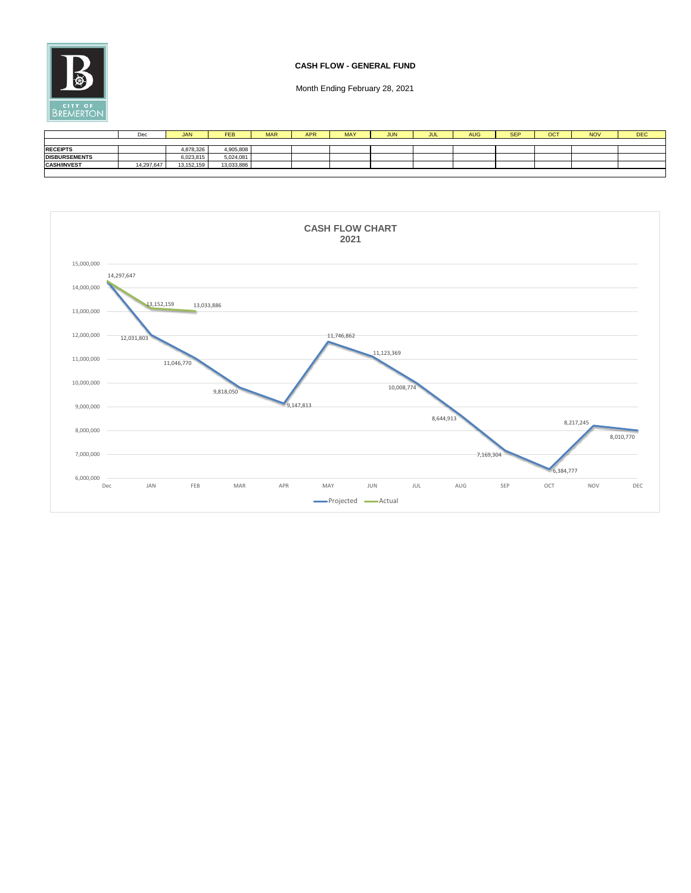CITY OF BREMERTON

**CASH FLOW - GENERAL FUND**

Month Ending February 28, 2021

| | Dec | JAN | FEB | MAR | APR | MAY | JUN | JUL | AUG | SEP | OCT | NOV | DEC |
|---|---|---|---|---|---|---|---|---|---|---|---|---|---|
| **RECEIPTS** | | 4,878,326 | 4,905,808 | | | | | | | | | | |
| **DISBURSEMENTS** | | 6,023,815 | 5,024,081 | | | | | | | | | | |
| **CASH/INVEST** | 14,297,647 | 13,152,159 | 13,033,886 | | | | | | | | | | |

**CASH FLOW CHART**
**2021**

| | Dec | JAN | FEB | MAR | APR | MAY | JUN | JUL | AUG | SEP | OCT | NOV | DEC |
|---|---|---|---|---|---|---|---|---|---|---|---|---|---|
| Projected | 14,297,647 | 12,031,803 | 11,046,770 | 9,818,050 | 9,147,813 | 11,746,862 | 11,123,369 | 10,008,774 | 8,644,913 | 7,169,304 | 6,384,777 | 8,217,245 | 8,010,770 |
| Actual | 14,297,647 | 13,152,159 | 13,033,886 | | | | | | | | | | |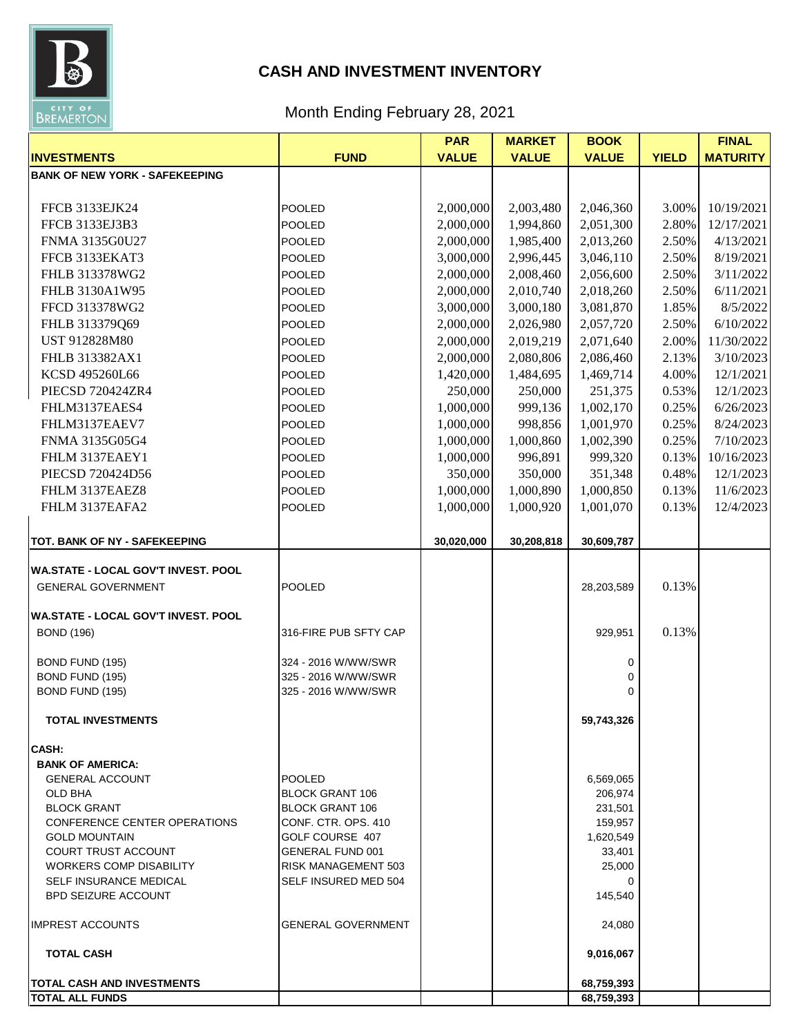# CASH AND INVESTMENT INVENTORY

Month Ending February 28, 2021

| INVESTMENTS | FUND | PAR VALUE | MARKET VALUE | BOOK VALUE | YIELD | FINAL MATURITY |
|---|---|---|---|---|---|---|
| **BANK OF NEW YORK - SAFEKEEPING** | | | | | | |
| FFCB 3133EJK24 | POOLED | 2,000,000 | 2,003,480 | 2,046,360 | 3.00% | 10/19/2021 |
| FFCB 3133EJ3B3 | POOLED | 2,000,000 | 1,994,860 | 2,051,300 | 2.80% | 12/17/2021 |
| FNMA 3135G0U27 | POOLED | 2,000,000 | 1,985,400 | 2,013,260 | 2.50% | 4/13/2021 |
| FFCB 3133EKAT3 | POOLED | 3,000,000 | 2,996,445 | 3,046,110 | 2.50% | 8/19/2021 |
| FHLB 313378WG2 | POOLED | 2,000,000 | 2,008,460 | 2,056,600 | 2.50% | 3/11/2022 |
| FHLB 3130A1W95 | POOLED | 2,000,000 | 2,010,740 | 2,018,260 | 2.50% | 6/11/2021 |
| FFCD 313378WG2 | POOLED | 3,000,000 | 3,000,180 | 3,081,870 | 1.85% | 8/5/2022 |
| FHLB 313379Q69 | POOLED | 2,000,000 | 2,026,980 | 2,057,720 | 2.50% | 6/10/2022 |
| UST 912828M80 | POOLED | 2,000,000 | 2,019,219 | 2,071,640 | 2.00% | 11/30/2022 |
| FHLB 313382AX1 | POOLED | 2,000,000 | 2,080,806 | 2,086,460 | 2.13% | 3/10/2023 |
| KCSD 495260L66 | POOLED | 1,420,000 | 1,484,695 | 1,469,714 | 4.00% | 12/1/2021 |
| PIECSD 720424ZR4 | POOLED | 250,000 | 250,000 | 251,375 | 0.53% | 12/1/2023 |
| FHLM3137EAES4 | POOLED | 1,000,000 | 999,136 | 1,002,170 | 0.25% | 6/26/2023 |
| FHLM3137EAEV7 | POOLED | 1,000,000 | 998,856 | 1,001,970 | 0.25% | 8/24/2023 |
| FNMA 3135G05G4 | POOLED | 1,000,000 | 1,000,860 | 1,002,390 | 0.25% | 7/10/2023 |
| FHLM 3137EAEY1 | POOLED | 1,000,000 | 996,891 | 999,320 | 0.13% | 10/16/2023 |
| PIECSD 720424D56 | POOLED | 350,000 | 350,000 | 351,348 | 0.48% | 12/1/2023 |
| FHLM 3137EAEZ8 | POOLED | 1,000,000 | 1,000,890 | 1,000,850 | 0.13% | 11/6/2023 |
| FHLM 3137EAFA2 | POOLED | 1,000,000 | 1,000,920 | 1,001,070 | 0.13% | 12/4/2023 |
| **TOT. BANK OF NY - SAFEKEEPING** | | **30,020,000** | **30,208,818** | **30,609,787** | | |
| **WA.STATE - LOCAL GOV'T INVEST. POOL** | | | | | | |
| GENERAL GOVERNMENT | POOLED | | | 28,203,589 | 0.13% | |
| **WA.STATE - LOCAL GOV'T INVEST. POOL** | | | | | | |
| BOND (196) | 316-FIRE PUB SFTY CAP | | | 929,951 | 0.13% | |
| BOND FUND (195) | 324 - 2016 W/WW/SWR | | | 0 | | |
| BOND FUND (195) | 325 - 2016 W/WW/SWR | | | 0 | | |
| BOND FUND (195) | 325 - 2016 W/WW/SWR | | | 0 | | |
| **TOTAL INVESTMENTS** | | | | **59,743,326** | | |
| **CASH:** | | | | | | |
| **BANK OF AMERICA:** | | | | | | |
| GENERAL ACCOUNT | POOLED | | | 6,569,065 | | |
| OLD BHA | BLOCK GRANT 106 | | | 206,974 | | |
| BLOCK GRANT | BLOCK GRANT 106 | | | 231,501 | | |
| CONFERENCE CENTER OPERATIONS | CONF. CTR. OPS. 410 | | | 159,957 | | |
| GOLD MOUNTAIN | GOLF COURSE 407 | | | 1,620,549 | | |
| COURT TRUST ACCOUNT | GENERAL FUND 001 | | | 33,401 | | |
| WORKERS COMP DISABILITY | RISK MANAGEMENT 503 | | | 25,000 | | |
| SELF INSURANCE MEDICAL | SELF INSURED MED 504 | | | 0 | | |
| BPD SEIZURE ACCOUNT | | | | 145,540 | | |
| IMPREST ACCOUNTS | GENERAL GOVERNMENT | | | 24,080 | | |
| **TOTAL CASH** | | | | **9,016,067** | | |
| **TOTAL CASH AND INVESTMENTS** | | | | **68,759,393** | | |
| **TOTAL ALL FUNDS** | | | | **68,759,393** | | |